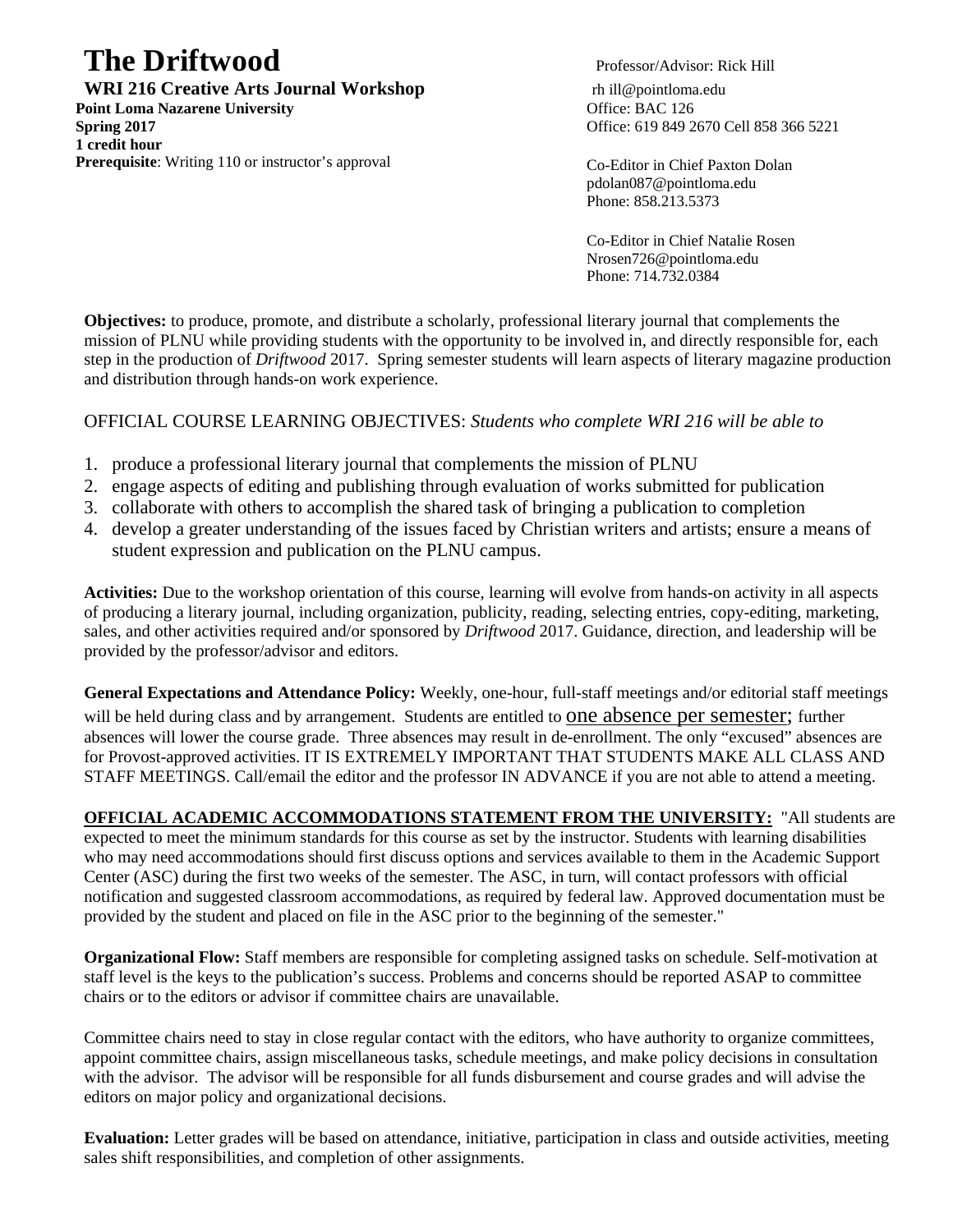# The Driftwood

**WRI 216 Creative Arts Journal Workshop**
**Point Loma Nazarene University**
**Spring 2017**
**1 credit hour**
**Prerequisite**: Writing 110 or instructor's approval

Professor/Advisor: Rick Hill
rh ill@pointloma.edu
Office: BAC 126
Office: 619 849 2670 Cell 858 366 5221

Co-Editor in Chief Paxton Dolan
pdolan087@pointloma.edu
Phone: 858.213.5373

Co-Editor in Chief Natalie Rosen
Nrosen726@pointloma.edu
Phone: 714.732.0384

**Objectives:** to produce, promote, and distribute a scholarly, professional literary journal that complements the mission of PLNU while providing students with the opportunity to be involved in, and directly responsible for, each step in the production of *Driftwood* 2017. Spring semester students will learn aspects of literary magazine production and distribution through hands-on work experience.

OFFICIAL COURSE LEARNING OBJECTIVES: *Students who complete WRI 216 will be able to*

1. produce a professional literary journal that complements the mission of PLNU
2. engage aspects of editing and publishing through evaluation of works submitted for publication
3. collaborate with others to accomplish the shared task of bringing a publication to completion
4. develop a greater understanding of the issues faced by Christian writers and artists; ensure a means of student expression and publication on the PLNU campus.

**Activities:** Due to the workshop orientation of this course, learning will evolve from hands-on activity in all aspects of producing a literary journal, including organization, publicity, reading, selecting entries, copy-editing, marketing, sales, and other activities required and/or sponsored by *Driftwood* 2017. Guidance, direction, and leadership will be provided by the professor/advisor and editors.

**General Expectations and Attendance Policy:** Weekly, one-hour, full-staff meetings and/or editorial staff meetings will be held during class and by arrangement. Students are entitled to <u>one absence per semester;</u> further absences will lower the course grade. Three absences may result in de-enrollment. The only "excused" absences are for Provost-approved activities. IT IS EXTREMELY IMPORTANT THAT STUDENTS MAKE ALL CLASS AND STAFF MEETINGS. Call/email the editor and the professor IN ADVANCE if you are not able to attend a meeting.

**<u>OFFICIAL ACADEMIC ACCOMMODATIONS STATEMENT FROM THE UNIVERSITY:</u>** "All students are expected to meet the minimum standards for this course as set by the instructor. Students with learning disabilities who may need accommodations should first discuss options and services available to them in the Academic Support Center (ASC) during the first two weeks of the semester. The ASC, in turn, will contact professors with official notification and suggested classroom accommodations, as required by federal law. Approved documentation must be provided by the student and placed on file in the ASC prior to the beginning of the semester."

**Organizational Flow:** Staff members are responsible for completing assigned tasks on schedule. Self-motivation at staff level is the keys to the publication's success. Problems and concerns should be reported ASAP to committee chairs or to the editors or advisor if committee chairs are unavailable.

Committee chairs need to stay in close regular contact with the editors, who have authority to organize committees, appoint committee chairs, assign miscellaneous tasks, schedule meetings, and make policy decisions in consultation with the advisor. The advisor will be responsible for all funds disbursement and course grades and will advise the editors on major policy and organizational decisions.

**Evaluation:** Letter grades will be based on attendance, initiative, participation in class and outside activities, meeting sales shift responsibilities, and completion of other assignments.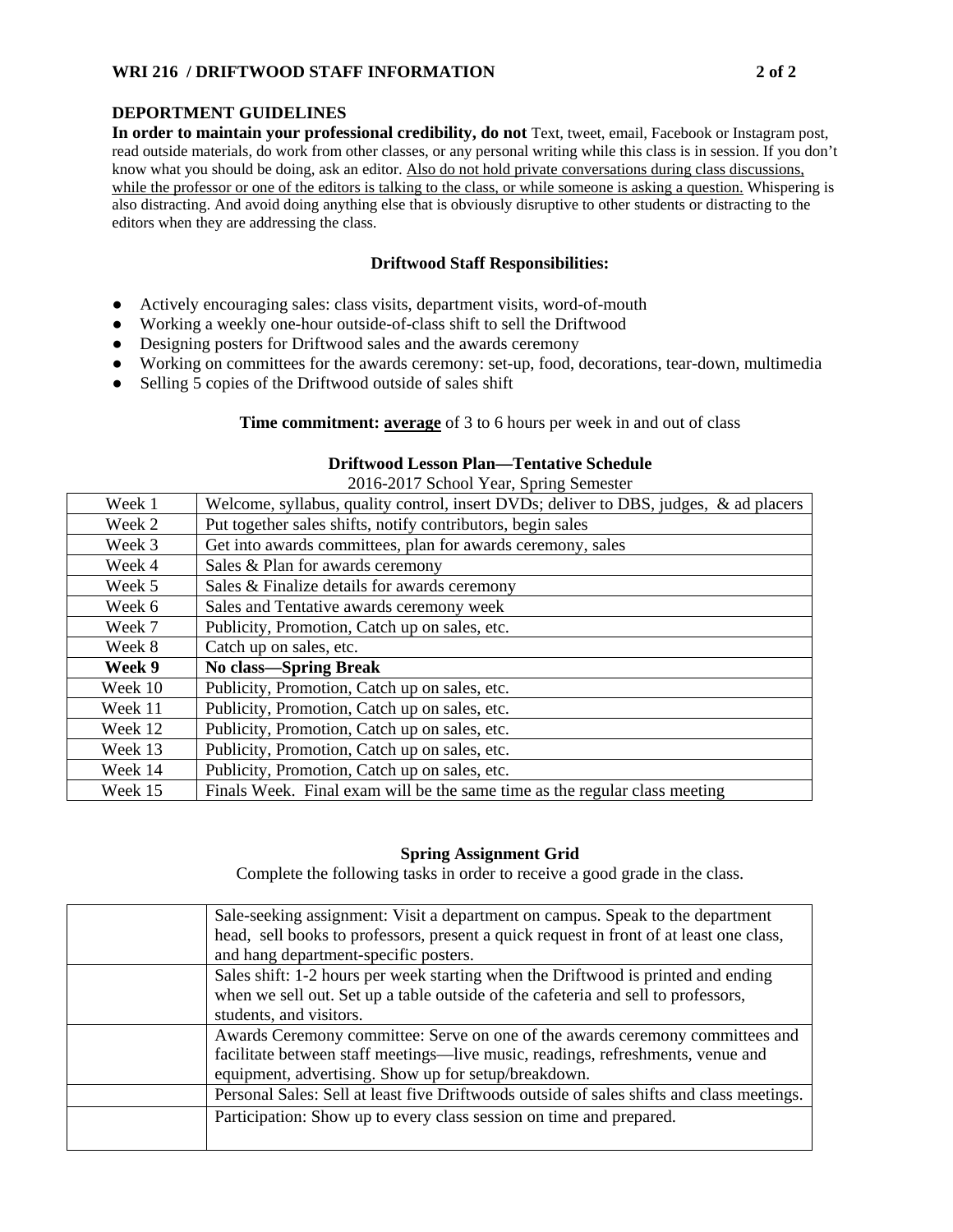## DEPORTMENT GUIDELINES

**In order to maintain your professional credibility, do not** Text, tweet, email, Facebook or Instagram post, read outside materials, do work from other classes, or any personal writing while this class is in session. If you don't know what you should be doing, ask an editor. <u>Also do not hold private conversations during class discussions, while the professor or one of the editors is talking to the class, or while someone is asking a question.</u> Whispering is also distracting. And avoid doing anything else that is obviously disruptive to other students or distracting to the editors when they are addressing the class.

### Driftwood Staff Responsibilities:

- Actively encouraging sales: class visits, department visits, word-of-mouth
- Working a weekly one-hour outside-of-class shift to sell the Driftwood
- Designing posters for Driftwood sales and the awards ceremony
- Working on committees for the awards ceremony: set-up, food, decorations, tear-down, multimedia
- Selling 5 copies of the Driftwood outside of sales shift

**Time commitment: <u>average</u>** of 3 to 6 hours per week in and out of class

### Driftwood Lesson Plan—Tentative Schedule

2016-2017 School Year, Spring Semester

| | |
|---|---|
| Week 1 | Welcome, syllabus, quality control, insert DVDs; deliver to DBS, judges, & ad placers |
| Week 2 | Put together sales shifts, notify contributors, begin sales |
| Week 3 | Get into awards committees, plan for awards ceremony, sales |
| Week 4 | Sales & Plan for awards ceremony |
| Week 5 | Sales & Finalize details for awards ceremony |
| Week 6 | Sales and Tentative awards ceremony week |
| Week 7 | Publicity, Promotion, Catch up on sales, etc. |
| Week 8 | Catch up on sales, etc. |
| **Week 9** | **No class—Spring Break** |
| Week 10 | Publicity, Promotion, Catch up on sales, etc. |
| Week 11 | Publicity, Promotion, Catch up on sales, etc. |
| Week 12 | Publicity, Promotion, Catch up on sales, etc. |
| Week 13 | Publicity, Promotion, Catch up on sales, etc. |
| Week 14 | Publicity, Promotion, Catch up on sales, etc. |
| Week 15 | Finals Week. Final exam will be the same time as the regular class meeting |

### Spring Assignment Grid

Complete the following tasks in order to receive a good grade in the class.

| | |
|---|---|
| | Sale-seeking assignment: Visit a department on campus. Speak to the department head, sell books to professors, present a quick request in front of at least one class, and hang department-specific posters. |
| | Sales shift: 1-2 hours per week starting when the Driftwood is printed and ending when we sell out. Set up a table outside of the cafeteria and sell to professors, students, and visitors. |
| | Awards Ceremony committee: Serve on one of the awards ceremony committees and facilitate between staff meetings—live music, readings, refreshments, venue and equipment, advertising. Show up for setup/breakdown. |
| | Personal Sales: Sell at least five Driftwoods outside of sales shifts and class meetings. |
| | Participation: Show up to every class session on time and prepared. |